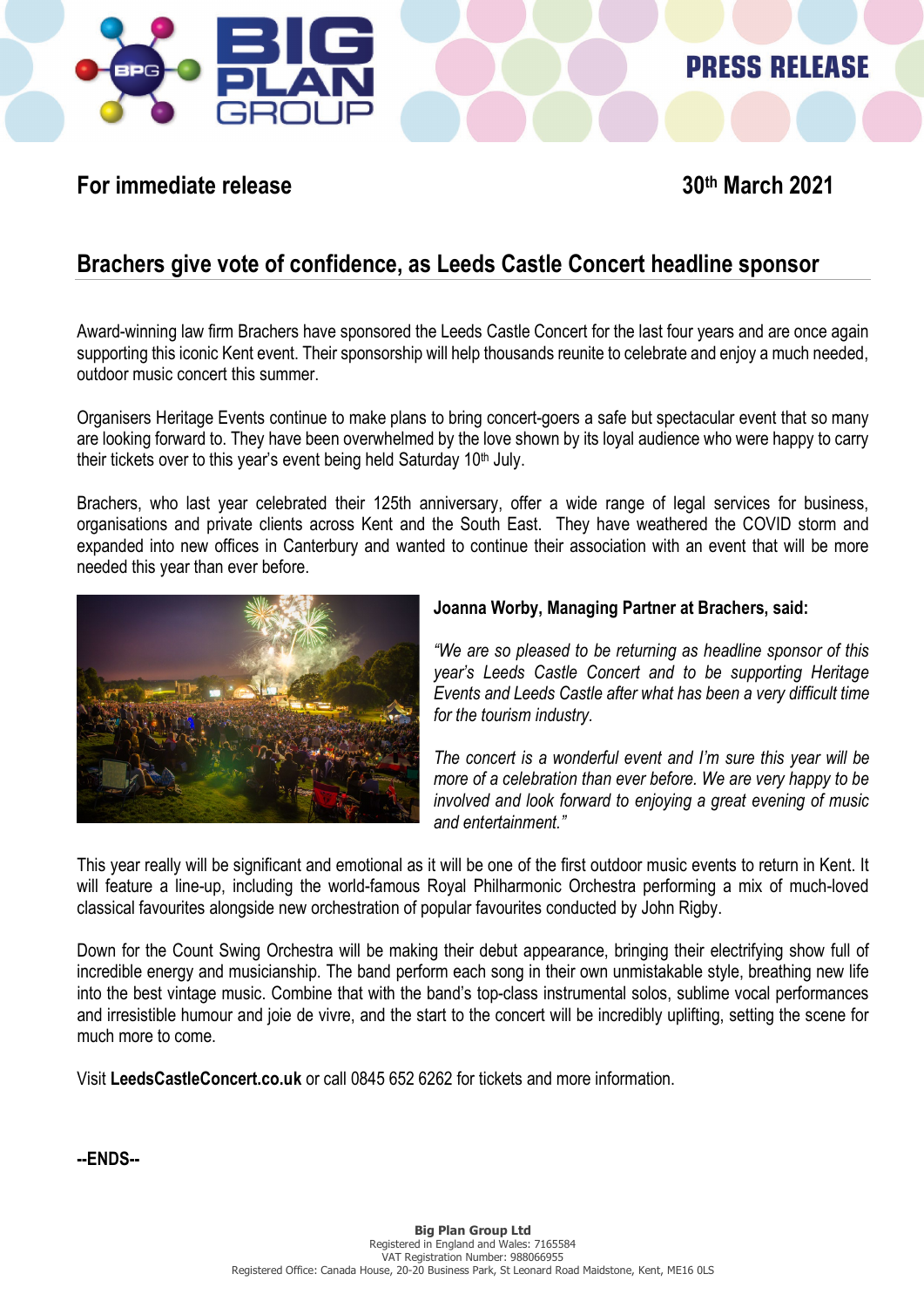BIG PLAN GROUP

PRESS RELEASE

**For immediate release** **30th March 2021**

## Brachers give vote of confidence, as Leeds Castle Concert headline sponsor

Award-winning law firm Brachers have sponsored the Leeds Castle Concert for the last four years and are once again supporting this iconic Kent event. Their sponsorship will help thousands reunite to celebrate and enjoy a much needed, outdoor music concert this summer.

Organisers Heritage Events continue to make plans to bring concert-goers a safe but spectacular event that so many are looking forward to. They have been overwhelmed by the love shown by its loyal audience who were happy to carry their tickets over to this year's event being held Saturday 10th July.

Brachers, who last year celebrated their 125th anniversary, offer a wide range of legal services for business, organisations and private clients across Kent and the South East. They have weathered the COVID storm and expanded into new offices in Canterbury and wanted to continue their association with an event that will be more needed this year than ever before.

**Joanna Worby, Managing Partner at Brachers, said:**

*"We are so pleased to be returning as headline sponsor of this year's Leeds Castle Concert and to be supporting Heritage Events and Leeds Castle after what has been a very difficult time for the tourism industry.*

*The concert is a wonderful event and I'm sure this year will be more of a celebration than ever before. We are very happy to be involved and look forward to enjoying a great evening of music and entertainment."*

This year really will be significant and emotional as it will be one of the first outdoor music events to return in Kent. It will feature a line-up, including the world-famous Royal Philharmonic Orchestra performing a mix of much-loved classical favourites alongside new orchestration of popular favourites conducted by John Rigby.

Down for the Count Swing Orchestra will be making their debut appearance, bringing their electrifying show full of incredible energy and musicianship. The band perform each song in their own unmistakable style, breathing new life into the best vintage music. Combine that with the band's top-class instrumental solos, sublime vocal performances and irresistible humour and joie de vivre, and the start to the concert will be incredibly uplifting, setting the scene for much more to come.

Visit **LeedsCastleConcert.co.uk** or call 0845 652 6262 for tickets and more information.

**--ENDS--**

**Big Plan Group Ltd**
Registered in England and Wales: 7165584
VAT Registration Number: 988066955
Registered Office: Canada House, 20-20 Business Park, St Leonard Road Maidstone, Kent, ME16 0LS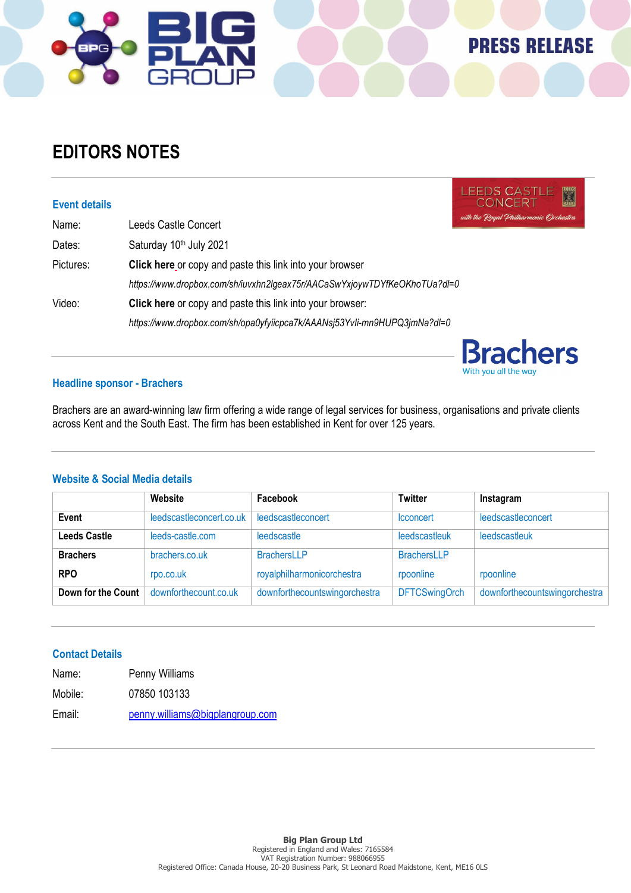PRESS RELEASE

# EDITORS NOTES

## Event details

Name: Leeds Castle Concert

Dates: Saturday 10th July 2021

Pictures: **Click here** or copy and paste this link into your browser

*https://www.dropbox.com/sh/iuvxhn2lgeax75r/AACaSwYxjoywTDYfKeOKhoTUa?dl=0*

Video: **Click here** or copy and paste this link into your browser:

*https://www.dropbox.com/sh/opa0yfyiicpca7k/AAANsj53YvIi-mn9HUPQ3jmNa?dl=0*

## Headline sponsor - Brachers

Brachers are an award-winning law firm offering a wide range of legal services for business, organisations and private clients across Kent and the South East. The firm has been established in Kent for over 125 years.

## Website & Social Media details

| | Website | Facebook | Twitter | Instagram |
|---|---|---|---|---|
| **Event** | leedscastleconcert.co.uk | leedscastleconcert | lcconcert | leedscastleconcert |
| **Leeds Castle** | leeds-castle.com | leedscastle | leedscastleuk | leedscastleuk |
| **Brachers** | brachers.co.uk | BrachersLLP | BrachersLLP | |
| **RPO** | rpo.co.uk | royalphilharmonicorchestra | rpoonline | rpoonline |
| **Down for the Count** | downforthecount.co.uk | downforthecountswingorchestra | DFTCSwingOrch | downforthecountswingorchestra |

## Contact Details

Name: Penny Williams

Mobile: 07850 103133

Email: penny.williams@bigplangroup.com

**Big Plan Group Ltd**
Registered in England and Wales: 7165584
VAT Registration Number: 988066955
Registered Office: Canada House, 20-20 Business Park, St Leonard Road Maidstone, Kent, ME16 0LS